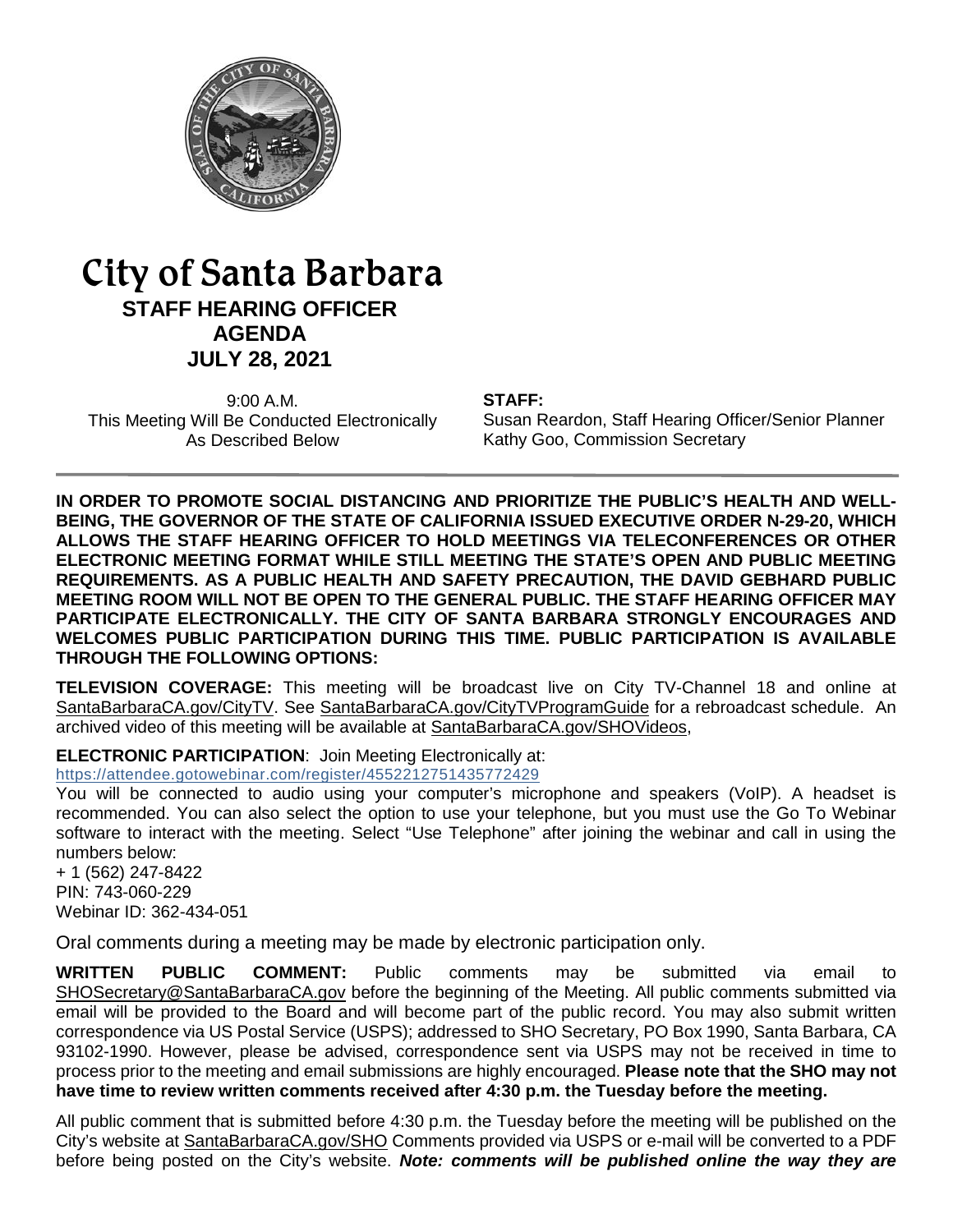# City of Santa Barbara

## STAFF HEARING OFFICER AGENDA

## JULY 28, 2021

9:00 A.M.
This Meeting Will Be Conducted Electronically
As Described Below

**STAFF:**
Susan Reardon, Staff Hearing Officer/Senior Planner
Kathy Goo, Commission Secretary

**IN ORDER TO PROMOTE SOCIAL DISTANCING AND PRIORITIZE THE PUBLIC'S HEALTH AND WELL-BEING, THE GOVERNOR OF THE STATE OF CALIFORNIA ISSUED EXECUTIVE ORDER N-29-20, WHICH ALLOWS THE STAFF HEARING OFFICER TO HOLD MEETINGS VIA TELECONFERENCES OR OTHER ELECTRONIC MEETING FORMAT WHILE STILL MEETING THE STATE'S OPEN AND PUBLIC MEETING REQUIREMENTS. AS A PUBLIC HEALTH AND SAFETY PRECAUTION, THE DAVID GEBHARD PUBLIC MEETING ROOM WILL NOT BE OPEN TO THE GENERAL PUBLIC. THE STAFF HEARING OFFICER MAY PARTICIPATE ELECTRONICALLY. THE CITY OF SANTA BARBARA STRONGLY ENCOURAGES AND WELCOMES PUBLIC PARTICIPATION DURING THIS TIME. PUBLIC PARTICIPATION IS AVAILABLE THROUGH THE FOLLOWING OPTIONS:**

**TELEVISION COVERAGE:** This meeting will be broadcast live on City TV-Channel 18 and online at SantaBarbaraCA.gov/CityTV. See SantaBarbaraCA.gov/CityTVProgramGuide for a rebroadcast schedule. An archived video of this meeting will be available at SantaBarbaraCA.gov/SHOVideos,

**ELECTRONIC PARTICIPATION**: Join Meeting Electronically at:
https://attendee.gotowebinar.com/register/4552212751435772429
You will be connected to audio using your computer's microphone and speakers (VoIP). A headset is recommended. You can also select the option to use your telephone, but you must use the Go To Webinar software to interact with the meeting. Select "Use Telephone" after joining the webinar and call in using the numbers below:
+ 1 (562) 247-8422
PIN: 743-060-229
Webinar ID: 362-434-051

Oral comments during a meeting may be made by electronic participation only.

**WRITTEN PUBLIC COMMENT:** Public comments may be submitted via email to SHOSecretary@SantaBarbaraCA.gov before the beginning of the Meeting. All public comments submitted via email will be provided to the Board and will become part of the public record. You may also submit written correspondence via US Postal Service (USPS); addressed to SHO Secretary, PO Box 1990, Santa Barbara, CA 93102-1990. However, please be advised, correspondence sent via USPS may not be received in time to process prior to the meeting and email submissions are highly encouraged. **Please note that the SHO may not have time to review written comments received after 4:30 p.m. the Tuesday before the meeting.**

All public comment that is submitted before 4:30 p.m. the Tuesday before the meeting will be published on the City's website at SantaBarbaraCA.gov/SHO Comments provided via USPS or e-mail will be converted to a PDF before being posted on the City's website. ***Note: comments will be published online the way they are***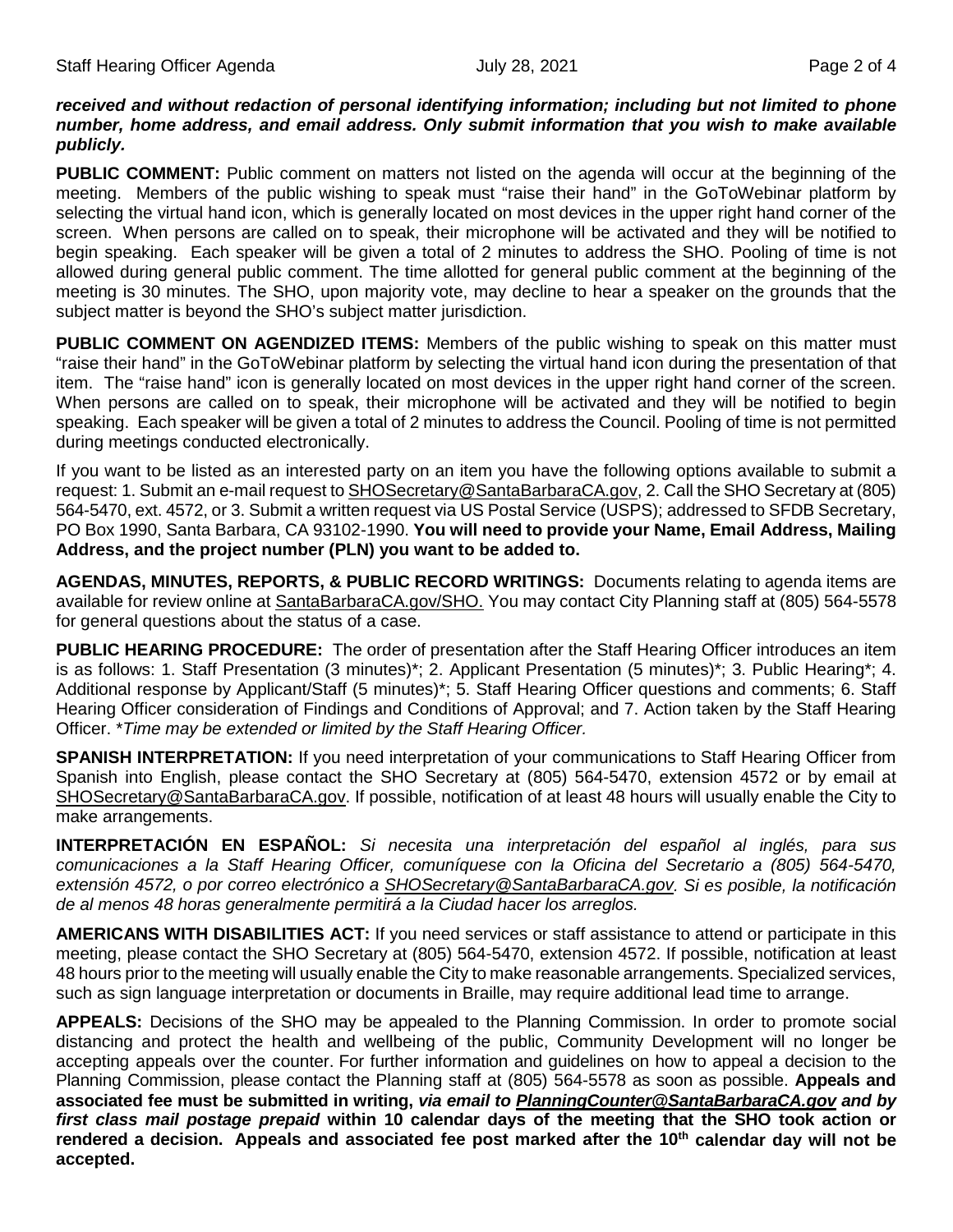***received and without redaction of personal identifying information; including but not limited to phone number, home address, and email address. Only submit information that you wish to make available publicly.***

**PUBLIC COMMENT:** Public comment on matters not listed on the agenda will occur at the beginning of the meeting. Members of the public wishing to speak must "raise their hand" in the GoToWebinar platform by selecting the virtual hand icon, which is generally located on most devices in the upper right hand corner of the screen. When persons are called on to speak, their microphone will be activated and they will be notified to begin speaking. Each speaker will be given a total of 2 minutes to address the SHO. Pooling of time is not allowed during general public comment. The time allotted for general public comment at the beginning of the meeting is 30 minutes. The SHO, upon majority vote, may decline to hear a speaker on the grounds that the subject matter is beyond the SHO's subject matter jurisdiction.

**PUBLIC COMMENT ON AGENDIZED ITEMS:** Members of the public wishing to speak on this matter must "raise their hand" in the GoToWebinar platform by selecting the virtual hand icon during the presentation of that item. The "raise hand" icon is generally located on most devices in the upper right hand corner of the screen. When persons are called on to speak, their microphone will be activated and they will be notified to begin speaking. Each speaker will be given a total of 2 minutes to address the Council. Pooling of time is not permitted during meetings conducted electronically.

If you want to be listed as an interested party on an item you have the following options available to submit a request: 1. Submit an e-mail request to SHOSecretary@SantaBarbaraCA.gov, 2. Call the SHO Secretary at (805) 564-5470, ext. 4572, or 3. Submit a written request via US Postal Service (USPS); addressed to SFDB Secretary, PO Box 1990, Santa Barbara, CA 93102-1990. **You will need to provide your Name, Email Address, Mailing Address, and the project number (PLN) you want to be added to.**

**AGENDAS, MINUTES, REPORTS, & PUBLIC RECORD WRITINGS:** Documents relating to agenda items are available for review online at SantaBarbaraCA.gov/SHO. You may contact City Planning staff at (805) 564-5578 for general questions about the status of a case.

**PUBLIC HEARING PROCEDURE:** The order of presentation after the Staff Hearing Officer introduces an item is as follows: 1. Staff Presentation (3 minutes)*; 2. Applicant Presentation (5 minutes)*; 3. Public Hearing*; 4. Additional response by Applicant/Staff (5 minutes)*; 5. Staff Hearing Officer questions and comments; 6. Staff Hearing Officer consideration of Findings and Conditions of Approval; and 7. Action taken by the Staff Hearing Officer. **Time may be extended or limited by the Staff Hearing Officer.*

**SPANISH INTERPRETATION:** If you need interpretation of your communications to Staff Hearing Officer from Spanish into English, please contact the SHO Secretary at (805) 564-5470, extension 4572 or by email at SHOSecretary@SantaBarbaraCA.gov. If possible, notification of at least 48 hours will usually enable the City to make arrangements.

**INTERPRETACIÓN EN ESPAÑOL:** *Si necesita una interpretación del español al inglés, para sus comunicaciones a la Staff Hearing Officer, comuníquese con la Oficina del Secretario a (805) 564-5470, extensión 4572, o por correo electrónico a SHOSecretary@SantaBarbaraCA.gov. Si es posible, la notificación de al menos 48 horas generalmente permitirá a la Ciudad hacer los arreglos.*

**AMERICANS WITH DISABILITIES ACT:** If you need services or staff assistance to attend or participate in this meeting, please contact the SHO Secretary at (805) 564-5470, extension 4572. If possible, notification at least 48 hours prior to the meeting will usually enable the City to make reasonable arrangements. Specialized services, such as sign language interpretation or documents in Braille, may require additional lead time to arrange.

**APPEALS:** Decisions of the SHO may be appealed to the Planning Commission. In order to promote social distancing and protect the health and wellbeing of the public, Community Development will no longer be accepting appeals over the counter. For further information and guidelines on how to appeal a decision to the Planning Commission, please contact the Planning staff at (805) 564-5578 as soon as possible. **Appeals and associated fee must be submitted in writing, *via email to PlanningCounter@SantaBarbaraCA.gov and by first class mail postage prepaid* within 10 calendar days of the meeting that the SHO took action or rendered a decision. Appeals and associated fee post marked after the 10th calendar day will not be accepted.**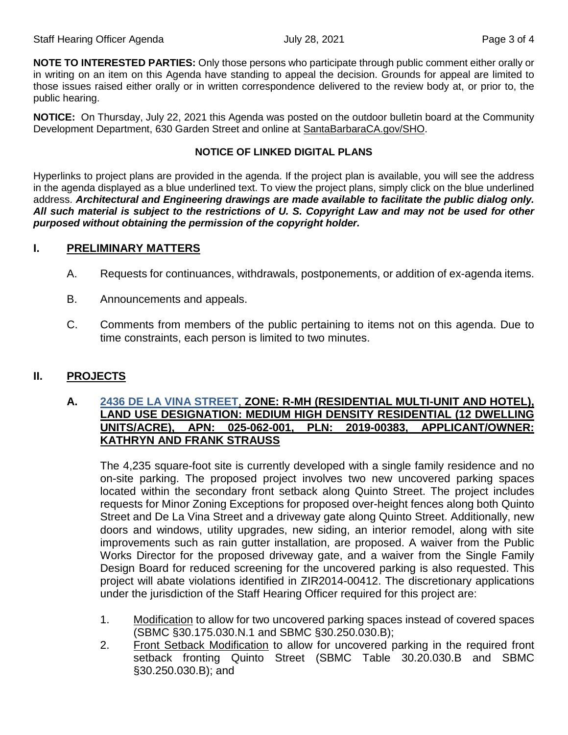**NOTE TO INTERESTED PARTIES:** Only those persons who participate through public comment either orally or in writing on an item on this Agenda have standing to appeal the decision. Grounds for appeal are limited to those issues raised either orally or in written correspondence delivered to the review body at, or prior to, the public hearing.

**NOTICE:** On Thursday, July 22, 2021 this Agenda was posted on the outdoor bulletin board at the Community Development Department, 630 Garden Street and online at SantaBarbaraCA.gov/SHO.

**NOTICE OF LINKED DIGITAL PLANS**

Hyperlinks to project plans are provided in the agenda. If the project plan is available, you will see the address in the agenda displayed as a blue underlined text. To view the project plans, simply click on the blue underlined address. ***Architectural and Engineering drawings are made available to facilitate the public dialog only. All such material is subject to the restrictions of U. S. Copyright Law and may not be used for other purposed without obtaining the permission of the copyright holder.***

## I. PRELIMINARY MATTERS

A. Requests for continuances, withdrawals, postponements, or addition of ex-agenda items.

B. Announcements and appeals.

C. Comments from members of the public pertaining to items not on this agenda. Due to time constraints, each person is limited to two minutes.

## II. PROJECTS

### A. 2436 DE LA VINA STREET, ZONE: R-MH (RESIDENTIAL MULTI-UNIT AND HOTEL), LAND USE DESIGNATION: MEDIUM HIGH DENSITY RESIDENTIAL (12 DWELLING UNITS/ACRE), APN: 025-062-001, PLN: 2019-00383, APPLICANT/OWNER: KATHRYN AND FRANK STRAUSS

The 4,235 square-foot site is currently developed with a single family residence and no on-site parking. The proposed project involves two new uncovered parking spaces located within the secondary front setback along Quinto Street. The project includes requests for Minor Zoning Exceptions for proposed over-height fences along both Quinto Street and De La Vina Street and a driveway gate along Quinto Street. Additionally, new doors and windows, utility upgrades, new siding, an interior remodel, along with site improvements such as rain gutter installation, are proposed. A waiver from the Public Works Director for the proposed driveway gate, and a waiver from the Single Family Design Board for reduced screening for the uncovered parking is also requested. This project will abate violations identified in ZIR2014-00412. The discretionary applications under the jurisdiction of the Staff Hearing Officer required for this project are:

1. Modification to allow for two uncovered parking spaces instead of covered spaces (SBMC §30.175.030.N.1 and SBMC §30.250.030.B);
2. Front Setback Modification to allow for uncovered parking in the required front setback fronting Quinto Street (SBMC Table 30.20.030.B and SBMC §30.250.030.B); and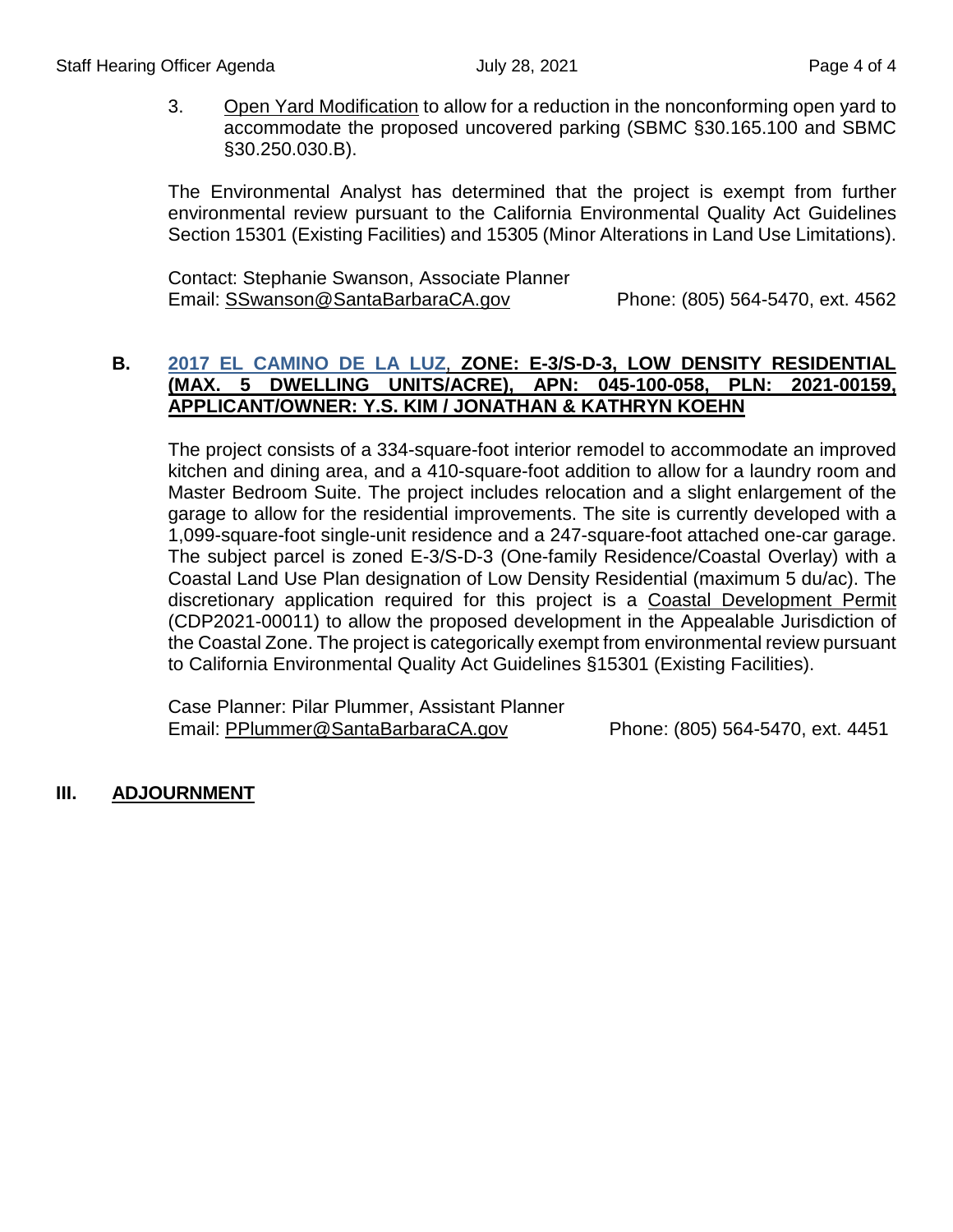3. Open Yard Modification to allow for a reduction in the nonconforming open yard to accommodate the proposed uncovered parking (SBMC §30.165.100 and SBMC §30.250.030.B).

The Environmental Analyst has determined that the project is exempt from further environmental review pursuant to the California Environmental Quality Act Guidelines Section 15301 (Existing Facilities) and 15305 (Minor Alterations in Land Use Limitations).

Contact: Stephanie Swanson, Associate Planner
Email: SSwanson@SantaBarbaraCA.gov Phone: (805) 564-5470, ext. 4562

**B. 2017 EL CAMINO DE LA LUZ, ZONE: E-3/S-D-3, LOW DENSITY RESIDENTIAL (MAX. 5 DWELLING UNITS/ACRE), APN: 045-100-058, PLN: 2021-00159, APPLICANT/OWNER: Y.S. KIM / JONATHAN & KATHRYN KOEHN**

The project consists of a 334-square-foot interior remodel to accommodate an improved kitchen and dining area, and a 410-square-foot addition to allow for a laundry room and Master Bedroom Suite. The project includes relocation and a slight enlargement of the garage to allow for the residential improvements. The site is currently developed with a 1,099-square-foot single-unit residence and a 247-square-foot attached one-car garage. The subject parcel is zoned E-3/S-D-3 (One-family Residence/Coastal Overlay) with a Coastal Land Use Plan designation of Low Density Residential (maximum 5 du/ac). The discretionary application required for this project is a Coastal Development Permit (CDP2021-00011) to allow the proposed development in the Appealable Jurisdiction of the Coastal Zone. The project is categorically exempt from environmental review pursuant to California Environmental Quality Act Guidelines §15301 (Existing Facilities).

Case Planner: Pilar Plummer, Assistant Planner
Email: PPlummer@SantaBarbaraCA.gov Phone: (805) 564-5470, ext. 4451

## III. ADJOURNMENT